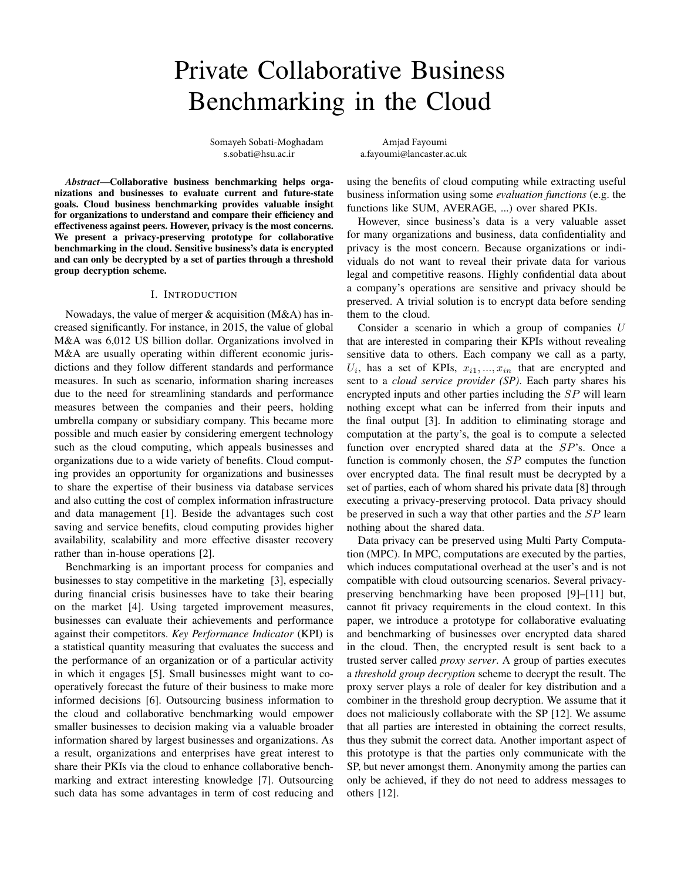# Private Collaborative Business Benchmarking in the Cloud

Somayeh Sobati-Moghadam
s.sobati@hsu.ac.ir

Amjad Fayoumi
a.fayoumi@lancaster.ac.uk

***Abstract*—Collaborative business benchmarking helps organizations and businesses to evaluate current and future-state goals. Cloud business benchmarking provides valuable insight for organizations to understand and compare their efficiency and effectiveness against peers. However, privacy is the most concerns. We present a privacy-preserving prototype for collaborative benchmarking in the cloud. Sensitive business's data is encrypted and can only be decrypted by a set of parties through a threshold group decryption scheme.**

## I. Introduction

Nowadays, the value of merger & acquisition (M&A) has increased significantly. For instance, in 2015, the value of global M&A was 6,012 US billion dollar. Organizations involved in M&A are usually operating within different economic jurisdictions and they follow different standards and performance measures. In such as scenario, information sharing increases due to the need for streamlining standards and performance measures between the companies and their peers, holding umbrella company or subsidiary company. This became more possible and much easier by considering emergent technology such as the cloud computing, which appeals businesses and organizations due to a wide variety of benefits. Cloud computing provides an opportunity for organizations and businesses to share the expertise of their business via database services and also cutting the cost of complex information infrastructure and data management [1]. Beside the advantages such cost saving and service benefits, cloud computing provides higher availability, scalability and more effective disaster recovery rather than in-house operations [2].

Benchmarking is an important process for companies and businesses to stay competitive in the marketing [3], especially during financial crisis businesses have to take their bearing on the market [4]. Using targeted improvement measures, businesses can evaluate their achievements and performance against their competitors. *Key Performance Indicator* (KPI) is a statistical quantity measuring that evaluates the success and the performance of an organization or of a particular activity in which it engages [5]. Small businesses might want to cooperatively forecast the future of their business to make more informed decisions [6]. Outsourcing business information to the cloud and collaborative benchmarking would empower smaller businesses to decision making via a valuable broader information shared by largest businesses and organizations. As a result, organizations and enterprises have great interest to share their PKIs via the cloud to enhance collaborative benchmarking and extract interesting knowledge [7]. Outsourcing such data has some advantages in term of cost reducing and using the benefits of cloud computing while extracting useful business information using some *evaluation functions* (e.g. the functions like SUM, AVERAGE, ...) over shared PKIs.

However, since business's data is a very valuable asset for many organizations and business, data confidentiality and privacy is the most concern. Because organizations or individuals do not want to reveal their private data for various legal and competitive reasons. Highly confidential data about a company's operations are sensitive and privacy should be preserved. A trivial solution is to encrypt data before sending them to the cloud.

Consider a scenario in which a group of companies $U$ that are interested in comparing their KPIs without revealing sensitive data to others. Each company we call as a party, $U_i$, has a set of KPIs, $x_{i1}, ..., x_{in}$ that are encrypted and sent to a *cloud service provider (SP)*. Each party shares his encrypted inputs and other parties including the $SP$ will learn nothing except what can be inferred from their inputs and the final output [3]. In addition to eliminating storage and computation at the party's, the goal is to compute a selected function over encrypted shared data at the $SP$'s. Once a function is commonly chosen, the $SP$ computes the function over encrypted data. The final result must be decrypted by a set of parties, each of whom shared his private data [8] through executing a privacy-preserving protocol. Data privacy should be preserved in such a way that other parties and the $SP$ learn nothing about the shared data.

Data privacy can be preserved using Multi Party Computation (MPC). In MPC, computations are executed by the parties, which induces computational overhead at the user's and is not compatible with cloud outsourcing scenarios. Several privacy-preserving benchmarking have been proposed [9]–[11] but, cannot fit privacy requirements in the cloud context. In this paper, we introduce a prototype for collaborative evaluating and benchmarking of businesses over encrypted data shared in the cloud. Then, the encrypted result is sent back to a trusted server called *proxy server*. A group of parties executes a *threshold group decryption* scheme to decrypt the result. The proxy server plays a role of dealer for key distribution and a combiner in the threshold group decryption. We assume that it does not maliciously collaborate with the SP [12]. We assume that all parties are interested in obtaining the correct results, thus they submit the correct data. Another important aspect of this prototype is that the parties only communicate with the SP, but never amongst them. Anonymity among the parties can only be achieved, if they do not need to address messages to others [12].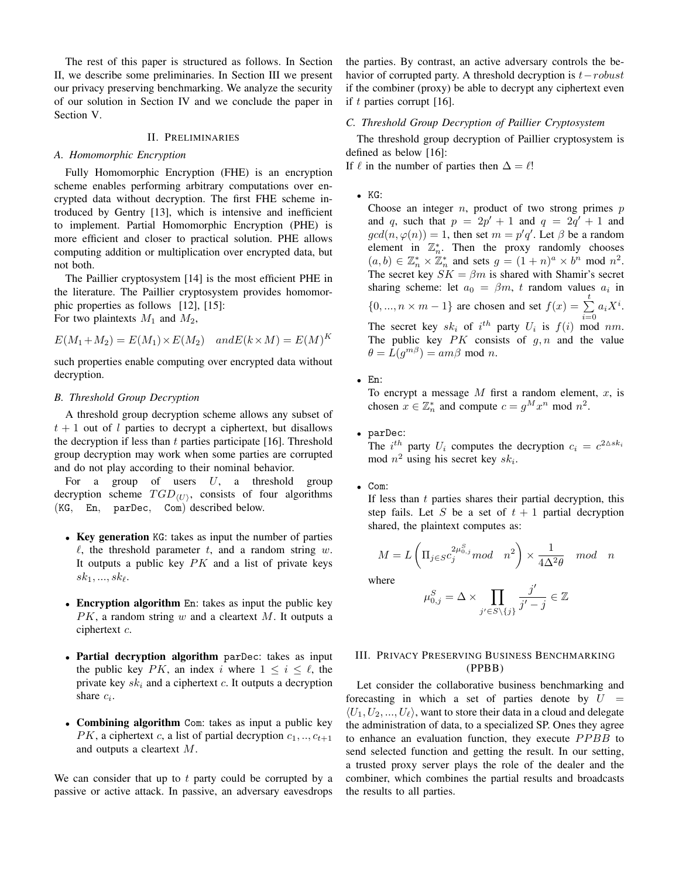The rest of this paper is structured as follows. In Section II, we describe some preliminaries. In Section III we present our privacy preserving benchmarking. We analyze the security of our solution in Section IV and we conclude the paper in Section V.

## II. Preliminaries

### A. Homomorphic Encryption

Fully Homomorphic Encryption (FHE) is an encryption scheme enables performing arbitrary computations over encrypted data without decryption. The first FHE scheme introduced by Gentry [13], which is intensive and inefficient to implement. Partial Homomorphic Encryption (PHE) is more efficient and closer to practical solution. PHE allows computing addition or multiplication over encrypted data, but not both.

The Paillier cryptosystem [14] is the most efficient PHE in the literature. The Paillier cryptosystem provides homomorphic properties as follows [12], [15]:
For two plaintexts $M_1$ and $M_2$,

$$E(M_1 + M_2) = E(M_1) \times E(M_2) \quad and E(k \times M) = E(M)^K$$

such properties enable computing over encrypted data without decryption.

### B. Threshold Group Decryption

A threshold group decryption scheme allows any subset of $t+1$ out of $l$ parties to decrypt a ciphertext, but disallows the decryption if less than $t$ parties participate [16]. Threshold group decryption may work when some parties are corrupted and do not play according to their nominal behavior.

For a group of users $U$, a threshold group decryption scheme $TGD_{\langle U \rangle}$, consists of four algorithms (KG, En, parDec, Com) described below.

- **Key generation** KG: takes as input the number of parties $\ell$, the threshold parameter $t$, and a random string $w$. It outputs a public key $PK$ and a list of private keys $sk_1, ..., sk_\ell$.
- **Encryption algorithm** En: takes as input the public key $PK$, a random string $w$ and a cleartext $M$. It outputs a ciphertext $c$.
- **Partial decryption algorithm** parDec: takes as input the public key $PK$, an index $i$ where $1 \le i \le \ell$, the private key $sk_i$ and a ciphertext $c$. It outputs a decryption share $c_i$.
- **Combining algorithm** Com: takes as input a public key $PK$, a ciphertext $c$, a list of partial decryption $c_1, .., c_{t+1}$ and outputs a cleartext $M$.

We can consider that up to $t$ party could be corrupted by a passive or active attack. In passive, an adversary eavesdrops the parties. By contrast, an active adversary controls the behavior of corrupted party. A threshold decryption is $t-robust$ if the combiner (proxy) be able to decrypt any ciphertext even if $t$ parties corrupt [16].

### C. Threshold Group Decryption of Paillier Cryptosystem

The threshold group decryption of Paillier cryptosystem is defined as below [16]:
If $\ell$ in the number of parties then $\Delta = \ell!$

- KG:
  Choose an integer $n$, product of two strong primes $p$ and $q$, such that $p = 2p' + 1$ and $q = 2q' + 1$ and $gcd(n, \varphi(n)) = 1$, then set $m = p'q'$. Let $\beta$ be a random element in $\mathbb{Z}_n^*$. Then the proxy randomly chooses $(a, b) \in \mathbb{Z}_n^* \times \mathbb{Z}_n^*$ and sets $g = (1+n)^a \times b^n \bmod n^2$. The secret key $SK = \beta m$ is shared with Shamir's secret sharing scheme: let $a_0 = \beta m$, $t$ random values $a_i$ in $\{0, ..., n \times m - 1\}$ are chosen and set $f(x) = \sum_{i=0}^{t} a_i X^i$.
  The secret key $sk_i$ of $i^{th}$ party $U_i$ is $f(i) \bmod nm$. The public key $PK$ consists of $g, n$ and the value $\theta = L(g^{m\beta}) = am\beta \bmod n$.
- En:
  To encrypt a message $M$ first a random element, $x$, is chosen $x \in \mathbb{Z}_n^*$ and compute $c = g^M x^n \bmod n^2$.
- parDec:
  The $i^{th}$ party $U_i$ computes the decryption $c_i = c^{2\Delta sk_i} \bmod n^2$ using his secret key $sk_i$.
- Com:
  If less than $t$ parties shares their partial decryption, this step fails. Let $S$ be a set of $t+1$ partial decryption shared, the plaintext computes as:

$$M = L\left(\Pi_{j \in S} c_j^{2\mu_{0,j}^S} mod \quad n^2\right) \times \frac{1}{4\Delta^2 \theta} \quad mod \quad n$$

  where

$$\mu_{0,j}^S = \Delta \times \prod_{j' \in S \setminus \{j\}} \frac{j'}{j' - j} \in \mathbb{Z}$$

## III. Privacy Preserving Business Benchmarking (PPBB)

Let consider the collaborative business benchmarking and forecasting in which a set of parties denote by $U = \langle U_1, U_2, ..., U_\ell \rangle$, want to store their data in a cloud and delegate the administration of data, to a specialized SP. Ones they agree to enhance an evaluation function, they execute $PPBB$ to send selected function and getting the result. In our setting, a trusted proxy server plays the role of the dealer and the combiner, which combines the partial results and broadcasts the results to all parties.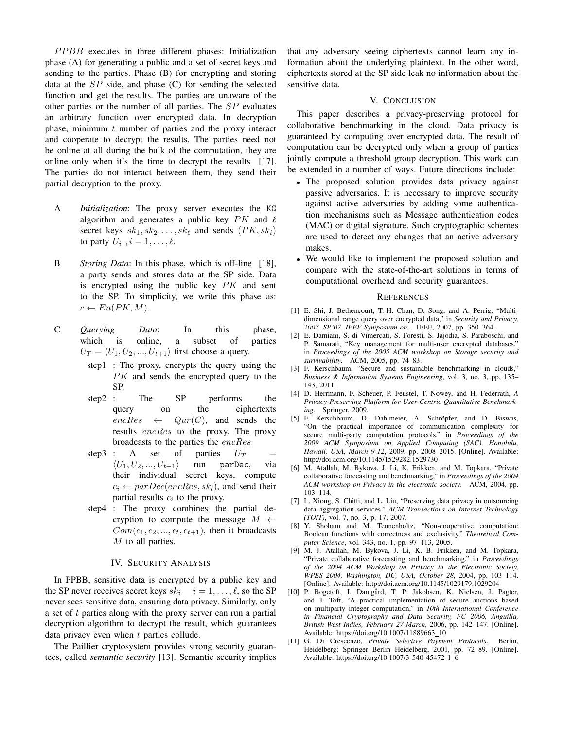$PPBB$ executes in three different phases: Initialization phase (A) for generating a public and a set of secret keys and sending to the parties. Phase (B) for encrypting and storing data at the $SP$ side, and phase (C) for sending the selected function and get the results. The parties are unaware of the other parties or the number of all parties. The $SP$ evaluates an arbitrary function over encrypted data. In decryption phase, minimum $t$ number of parties and the proxy interact and cooperate to decrypt the results. The parties need not be online at all during the bulk of the computation, they are online only when it's the time to decrypt the results [17]. The parties do not interact between them, they send their partial decryption to the proxy.

A *Initialization*: The proxy server executes the `KG` algorithm and generates a public key $PK$ and $\ell$ secret keys $sk_1, sk_2, \ldots, sk_\ell$ and sends $(PK, sk_i)$ to party $U_i$ , $i = 1, \ldots, \ell$.

B *Storing Data*: In this phase, which is off-line [18], a party sends and stores data at the SP side. Data is encrypted using the public key $PK$ and sent to the SP. To simplicity, we write this phase as: $c \leftarrow En(PK, M)$.

C *Querying Data*: In this phase, which is online, a subset of parties $U_T = \langle U_1, U_2, ..., U_{t+1} \rangle$ first choose a query.

- step1 : The proxy, encrypts the query using the $PK$ and sends the encrypted query to the SP.
- step2 : The SP performs the query on the ciphertexts $encRes \leftarrow Qur(C)$, and sends the results $encRes$ to the proxy. The proxy broadcasts to the parties the $encRes$
- step3 : A set of parties $U_T = \langle U_1, U_2, ..., U_{t+1} \rangle$ run `parDec`, via their individual secret keys, compute $c_i \leftarrow parDec(encRes, sk_i)$, and send their partial results $c_i$ to the proxy.
- step4 : The proxy combines the partial decryption to compute the message $M \leftarrow Com(c_1, c_2, ..., c_t, c_{t+1})$, then it broadcasts $M$ to all parties.

## IV. Security Analysis

In PPBB, sensitive data is encrypted by a public key and the SP never receives secret keys $sk_i \quad i = 1, \ldots, \ell$, so the SP never sees sensitive data, ensuring data privacy. Similarly, only a set of $t$ parties along with the proxy server can run a partial decryption algorithm to decrypt the result, which guarantees data privacy even when $t$ parties collude.

The Paillier cryptosystem provides strong security guarantees, called *semantic security* [13]. Semantic security implies that any adversary seeing ciphertexts cannot learn any information about the underlying plaintext. In the other word, ciphertexts stored at the SP side leak no information about the sensitive data.

## V. Conclusion

This paper describes a privacy-preserving protocol for collaborative benchmarking in the cloud. Data privacy is guaranteed by computing over encrypted data. The result of computation can be decrypted only when a group of parties jointly compute a threshold group decryption. This work can be extended in a number of ways. Future directions include:

- The proposed solution provides data privacy against passive adversaries. It is necessary to improve security against active adversaries by adding some authentication mechanisms such as Message authentication codes (MAC) or digital signature. Such cryptographic schemes are used to detect any changes that an active adversary makes.
- We would like to implement the proposed solution and compare with the state-of-the-art solutions in terms of computational overhead and security guarantees.

## References

[1] E. Shi, J. Bethencourt, T.-H. Chan, D. Song, and A. Perrig, "Multi-dimensional range query over encrypted data," in *Security and Privacy, 2007. SP'07. IEEE Symposium on*. IEEE, 2007, pp. 350–364.

[2] E. Damiani, S. di Vimercati, S. Foresti, S. Jajodia, S. Paraboschi, and P. Samarati, "Key management for multi-user encrypted databases," in *Proceedings of the 2005 ACM workshop on Storage security and survivability*. ACM, 2005, pp. 74–83.

[3] F. Kerschbaum, "Secure and sustainable benchmarking in clouds," *Business & Information Systems Engineering*, vol. 3, no. 3, pp. 135–143, 2011.

[4] D. Herrmann, F. Scheuer, P. Feustel, T. Nowey, and H. Federrath, *A Privacy-Preserving Platform for User-Centric Quantitative Benchmarking*. Springer, 2009.

[5] F. Kerschbaum, D. Dahlmeier, A. Schröpfer, and D. Biswas, "On the practical importance of communication complexity for secure multi-party computation protocols," in *Proceedings of the 2009 ACM Symposium on Applied Computing (SAC), Honolulu, Hawaii, USA, March 9-12*, 2009, pp. 2008–2015. [Online]. Available: http://doi.acm.org/10.1145/1529282.1529730

[6] M. Atallah, M. Bykova, J. Li, K. Frikken, and M. Topkara, "Private collaborative forecasting and benchmarking," in *Proceedings of the 2004 ACM workshop on Privacy in the electronic society*. ACM, 2004, pp. 103–114.

[7] L. Xiong, S. Chitti, and L. Liu, "Preserving data privacy in outsourcing data aggregation services," *ACM Transactions on Internet Technology (TOIT)*, vol. 7, no. 3, p. 17, 2007.

[8] Y. Shoham and M. Tennenholtz, "Non-cooperative computation: Boolean functions with correctness and exclusivity," *Theoretical Computer Science*, vol. 343, no. 1, pp. 97–113, 2005.

[9] M. J. Atallah, M. Bykova, J. Li, K. B. Frikken, and M. Topkara, "Private collaborative forecasting and benchmarking," in *Proceedings of the 2004 ACM Workshop on Privacy in the Electronic Society, WPES 2004, Washington, DC, USA, October 28*, 2004, pp. 103–114. [Online]. Available: http://doi.acm.org/10.1145/1029179.1029204

[10] P. Bogetoft, I. Damgård, T. P. Jakobsen, K. Nielsen, J. Pagter, and T. Toft, "A practical implementation of secure auctions based on multiparty integer computation," in *10th International Conference in Financial Cryptography and Data Security, FC 2006, Anguilla, British West Indies, February 27-March*, 2006, pp. 142–147. [Online]. Available: https://doi.org/10.1007/11889663_10

[11] G. Di Crescenzo, *Private Selective Payment Protocols*. Berlin, Heidelberg: Springer Berlin Heidelberg, 2001, pp. 72–89. [Online]. Available: https://doi.org/10.1007/3-540-45472-1_6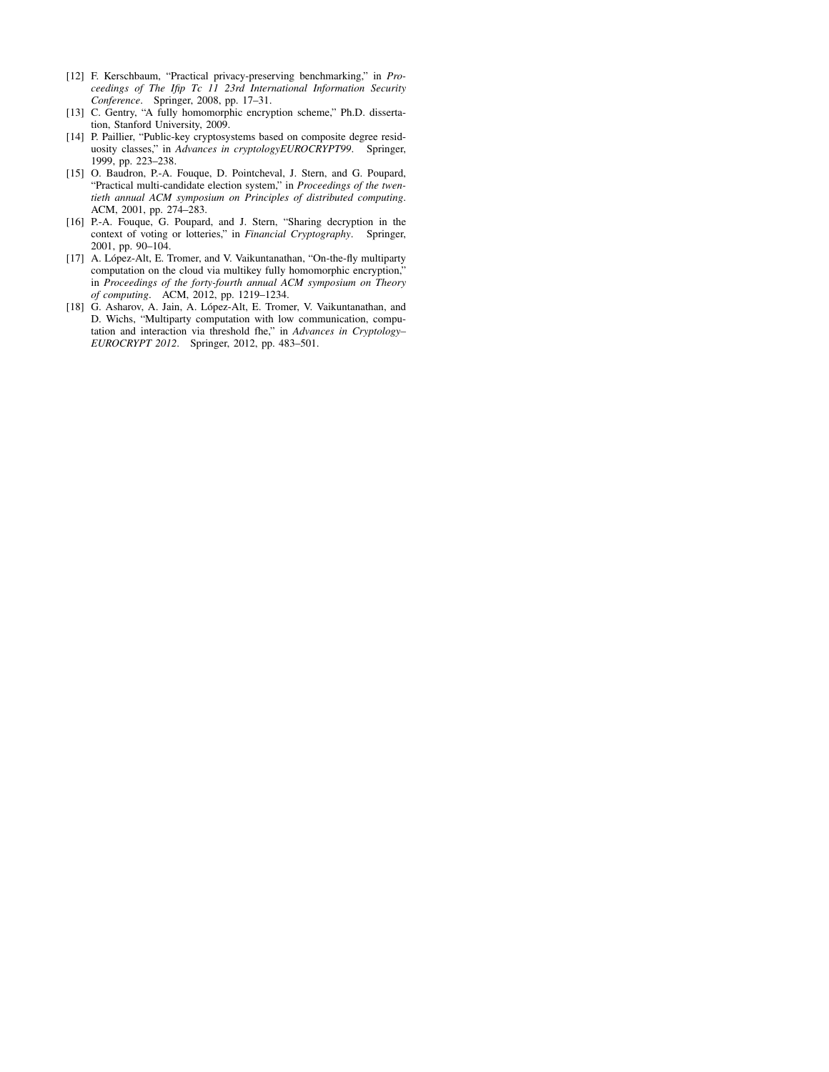[12] F. Kerschbaum, "Practical privacy-preserving benchmarking," in *Proceedings of The Ifip Tc 11 23rd International Information Security Conference*. Springer, 2008, pp. 17–31.

[13] C. Gentry, "A fully homomorphic encryption scheme," Ph.D. dissertation, Stanford University, 2009.

[14] P. Paillier, "Public-key cryptosystems based on composite degree residuosity classes," in *Advances in cryptologyEUROCRYPT99*. Springer, 1999, pp. 223–238.

[15] O. Baudron, P.-A. Fouque, D. Pointcheval, J. Stern, and G. Poupard, "Practical multi-candidate election system," in *Proceedings of the twentieth annual ACM symposium on Principles of distributed computing*. ACM, 2001, pp. 274–283.

[16] P.-A. Fouque, G. Poupard, and J. Stern, "Sharing decryption in the context of voting or lotteries," in *Financial Cryptography*. Springer, 2001, pp. 90–104.

[17] A. López-Alt, E. Tromer, and V. Vaikuntanathan, "On-the-fly multiparty computation on the cloud via multikey fully homomorphic encryption," in *Proceedings of the forty-fourth annual ACM symposium on Theory of computing*. ACM, 2012, pp. 1219–1234.

[18] G. Asharov, A. Jain, A. López-Alt, E. Tromer, V. Vaikuntanathan, and D. Wichs, "Multiparty computation with low communication, computation and interaction via threshold fhe," in *Advances in Cryptology–EUROCRYPT 2012*. Springer, 2012, pp. 483–501.